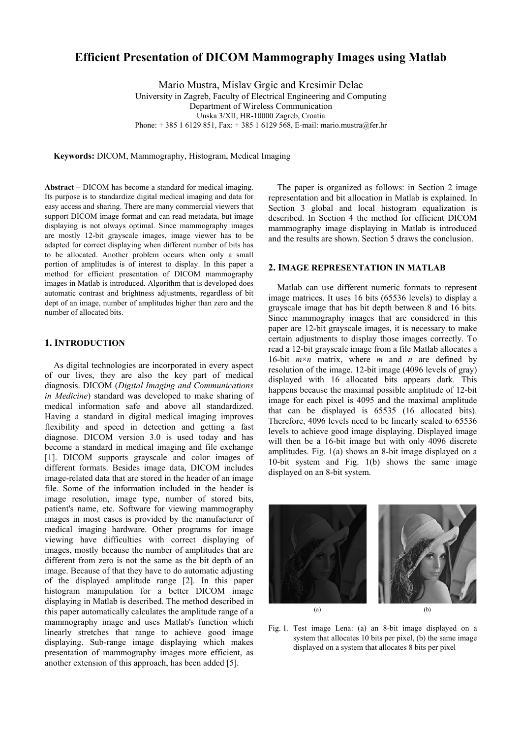# Efficient Presentation of DICOM Mammography Images using Matlab

Mario Mustra, Mislav Grgic and Kresimir Delac
University in Zagreb, Faculty of Electrical Engineering and Computing
Department of Wireless Communication
Unska 3/XII, HR-10000 Zagreb, Croatia
Phone: + 385 1 6129 851, Fax: + 385 1 6129 568, E-mail: mario.mustra@fer.hr

**Keywords:** DICOM, Mammography, Histogram, Medical Imaging

**Abstract –** DICOM has become a standard for medical imaging. Its purpose is to standardize digital medical imaging and data for easy access and sharing. There are many commercial viewers that support DICOM image format and can read metadata, but image displaying is not always optimal. Since mammography images are mostly 12-bit grayscale images, image viewer has to be adapted for correct displaying when different number of bits has to be allocated. Another problem occurs when only a small portion of amplitudes is of interest to display. In this paper a method for efficient presentation of DICOM mammography images in Matlab is introduced. Algorithm that is developed does automatic contrast and brightness adjustments, regardless of bit dept of an image, number of amplitudes higher than zero and the number of allocated bits.

## 1. INTRODUCTION

As digital technologies are incorporated in every aspect of our lives, they are also the key part of medical diagnosis. DICOM (*Digital Imaging and Communications in Medicine*) standard was developed to make sharing of medical information safe and above all standardized. Having a standard in digital medical imaging improves flexibility and speed in detection and getting a fast diagnose. DICOM version 3.0 is used today and has become a standard in medical imaging and file exchange [1]. DICOM supports grayscale and color images of different formats. Besides image data, DICOM includes image-related data that are stored in the header of an image file. Some of the information included in the header is image resolution, image type, number of stored bits, patient's name, etc. Software for viewing mammography images in most cases is provided by the manufacturer of medical imaging hardware. Other programs for image viewing have difficulties with correct displaying of images, mostly because the number of amplitudes that are different from zero is not the same as the bit depth of an image. Because of that they have to do automatic adjusting of the displayed amplitude range [2]. In this paper histogram manipulation for a better DICOM image displaying in Matlab is described. The method described in this paper automatically calculates the amplitude range of a mammography image and uses Matlab's function which linearly stretches that range to achieve good image displaying. Sub-range image displaying which makes presentation of mammography images more efficient, as another extension of this approach, has been added [5].

The paper is organized as follows: in Section 2 image representation and bit allocation in Matlab is explained. In Section 3 global and local histogram equalization is described. In Section 4 the method for efficient DICOM mammography image displaying in Matlab is introduced and the results are shown. Section 5 draws the conclusion.

## 2. IMAGE REPRESENTATION IN MATLAB

Matlab can use different numeric formats to represent image matrices. It uses 16 bits (65536 levels) to display a grayscale image that has bit depth between 8 and 16 bits. Since mammography images that are considered in this paper are 12-bit grayscale images, it is necessary to make certain adjustments to display those images correctly. To read a 12-bit grayscale image from a file Matlab allocates a 16-bit $m \times n$ matrix, where $m$ and $n$ are defined by resolution of the image. 12-bit image (4096 levels of gray) displayed with 16 allocated bits appears dark. This happens because the maximal possible amplitude of 12-bit image for each pixel is 4095 and the maximal amplitude that can be displayed is 65535 (16 allocated bits). Therefore, 4096 levels need to be linearly scaled to 65536 levels to achieve good image displaying. Displayed image will then be a 16-bit image but with only 4096 discrete amplitudes. Fig. 1(a) shows an 8-bit image displayed on a 10-bit system and Fig. 1(b) shows the same image displayed on an 8-bit system.

(a) (b)

Fig. 1. Test image Lena: (a) an 8-bit image displayed on a system that allocates 10 bits per pixel, (b) the same image displayed on a system that allocates 8 bits per pixel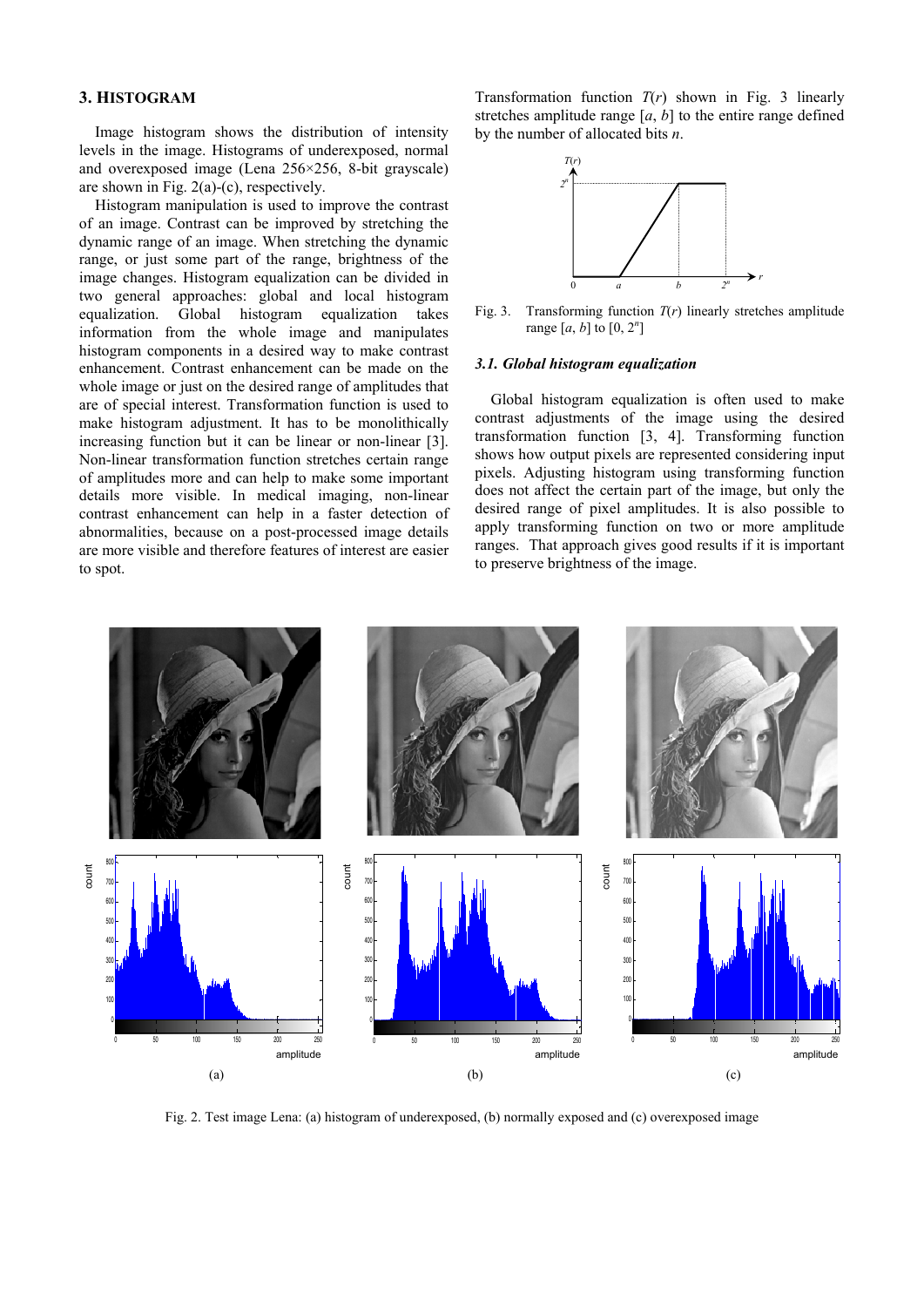## 3. HISTOGRAM

Image histogram shows the distribution of intensity levels in the image. Histograms of underexposed, normal and overexposed image (Lena 256×256, 8-bit grayscale) are shown in Fig. 2(a)-(c), respectively.

Histogram manipulation is used to improve the contrast of an image. Contrast can be improved by stretching the dynamic range of an image. When stretching the dynamic range, or just some part of the range, brightness of the image changes. Histogram equalization can be divided in two general approaches: global and local histogram equalization. Global histogram equalization takes information from the whole image and manipulates histogram components in a desired way to make contrast enhancement. Contrast enhancement can be made on the whole image or just on the desired range of amplitudes that are of special interest. Transformation function is used to make histogram adjustment. It has to be monolithically increasing function but it can be linear or non-linear [3]. Non-linear transformation function stretches certain range of amplitudes more and can help to make some important details more visible. In medical imaging, non-linear contrast enhancement can help in a faster detection of abnormalities, because on a post-processed image details are more visible and therefore features of interest are easier to spot.

Transformation function $T(r)$ shown in Fig. 3 linearly stretches amplitude range $[a, b]$ to the entire range defined by the number of allocated bits $n$.

Fig. 3. Transforming function $T(r)$ linearly stretches amplitude range $[a, b]$ to $[0, 2^n]$

### *3.1. Global histogram equalization*

Global histogram equalization is often used to make contrast adjustments of the image using the desired transformation function [3, 4]. Transforming function shows how output pixels are represented considering input pixels. Adjusting histogram using transforming function does not affect the certain part of the image, but only the desired range of pixel amplitudes. It is also possible to apply transforming function on two or more amplitude ranges. That approach gives good results if it is important to preserve brightness of the image.

Fig. 2. Test image Lena: (a) histogram of underexposed, (b) normally exposed and (c) overexposed image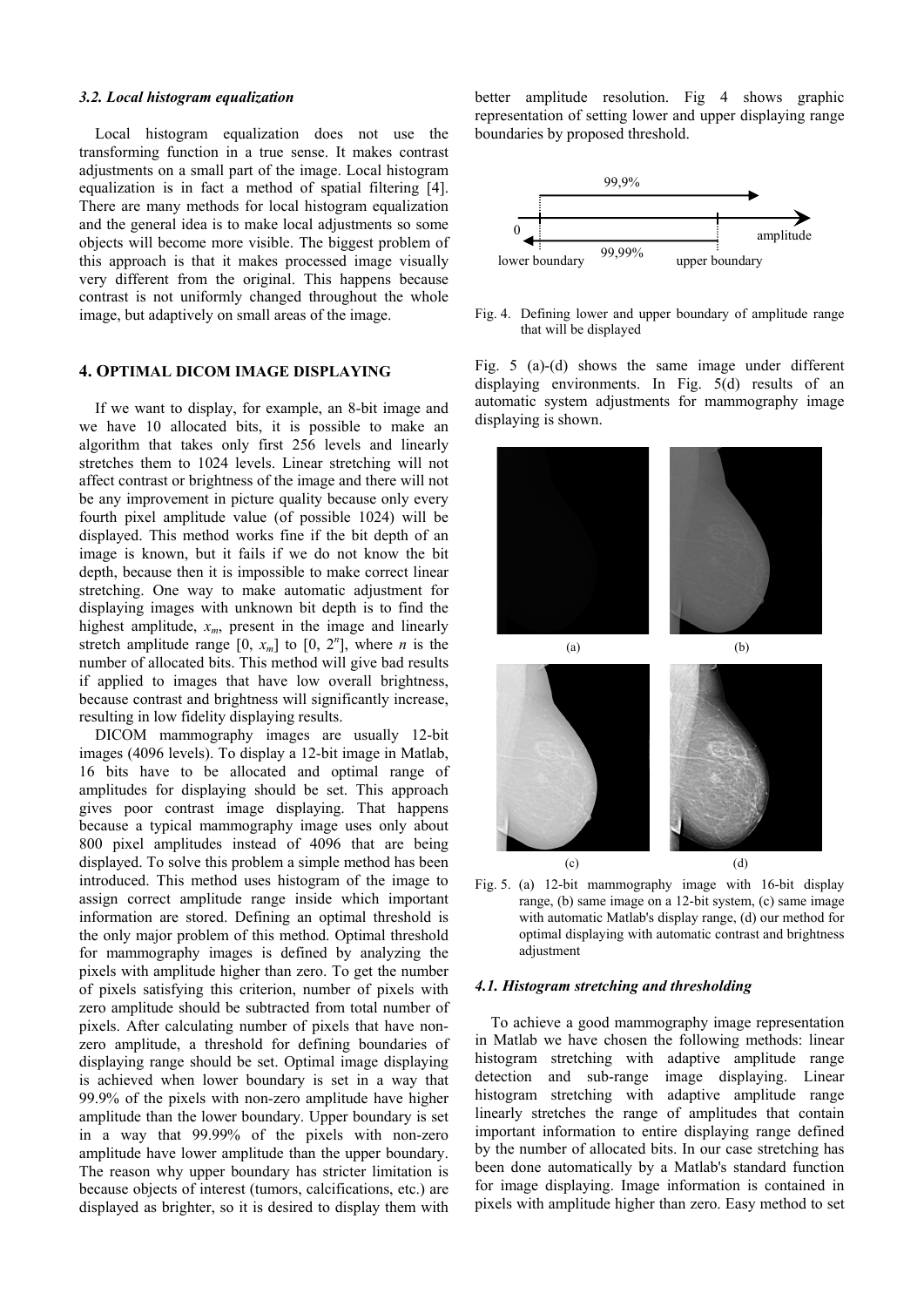### 3.2. Local histogram equalization

Local histogram equalization does not use the transforming function in a true sense. It makes contrast adjustments on a small part of the image. Local histogram equalization is in fact a method of spatial filtering [4]. There are many methods for local histogram equalization and the general idea is to make local adjustments so some objects will become more visible. The biggest problem of this approach is that it makes processed image visually very different from the original. This happens because contrast is not uniformly changed throughout the whole image, but adaptively on small areas of the image.

## 4. OPTIMAL DICOM IMAGE DISPLAYING

If we want to display, for example, an 8-bit image and we have 10 allocated bits, it is possible to make an algorithm that takes only first 256 levels and linearly stretches them to 1024 levels. Linear stretching will not affect contrast or brightness of the image and there will not be any improvement in picture quality because only every fourth pixel amplitude value (of possible 1024) will be displayed. This method works fine if the bit depth of an image is known, but it fails if we do not know the bit depth, because then it is impossible to make correct linear stretching. One way to make automatic adjustment for displaying images with unknown bit depth is to find the highest amplitude, $x_m$, present in the image and linearly stretch amplitude range $[0, x_m]$ to $[0, 2^n]$, where $n$ is the number of allocated bits. This method will give bad results if applied to images that have low overall brightness, because contrast and brightness will significantly increase, resulting in low fidelity displaying results.

DICOM mammography images are usually 12-bit images (4096 levels). To display a 12-bit image in Matlab, 16 bits have to be allocated and optimal range of amplitudes for displaying should be set. This approach gives poor contrast image displaying. That happens because a typical mammography image uses only about 800 pixel amplitudes instead of 4096 that are being displayed. To solve this problem a simple method has been introduced. This method uses histogram of the image to assign correct amplitude range inside which important information are stored. Defining an optimal threshold is the only major problem of this method. Optimal threshold for mammography images is defined by analyzing the pixels with amplitude higher than zero. To get the number of pixels satisfying this criterion, number of pixels with zero amplitude should be subtracted from total number of pixels. After calculating number of pixels that have non-zero amplitude, a threshold for defining boundaries of displaying range should be set. Optimal image displaying is achieved when lower boundary is set in a way that 99.9% of the pixels with non-zero amplitude have higher amplitude than the lower boundary. Upper boundary is set in a way that 99.99% of the pixels with non-zero amplitude have lower amplitude than the upper boundary. The reason why upper boundary has stricter limitation is because objects of interest (tumors, calcifications, etc.) are displayed as brighter, so it is desired to display them with better amplitude resolution. Fig 4 shows graphic representation of setting lower and upper displaying range boundaries by proposed threshold.

Fig. 4. Defining lower and upper boundary of amplitude range that will be displayed

Fig. 5 (a)-(d) shows the same image under different displaying environments. In Fig. 5(d) results of an automatic system adjustments for mammography image displaying is shown.

Fig. 5. (a) 12-bit mammography image with 16-bit display range, (b) same image on a 12-bit system, (c) same image with automatic Matlab's display range, (d) our method for optimal displaying with automatic contrast and brightness adjustment

### 4.1. Histogram stretching and thresholding

To achieve a good mammography image representation in Matlab we have chosen the following methods: linear histogram stretching with adaptive amplitude range detection and sub-range image displaying. Linear histogram stretching with adaptive amplitude range linearly stretches the range of amplitudes that contain important information to entire displaying range defined by the number of allocated bits. In our case stretching has been done automatically by a Matlab's standard function for image displaying. Image information is contained in pixels with amplitude higher than zero. Easy method to set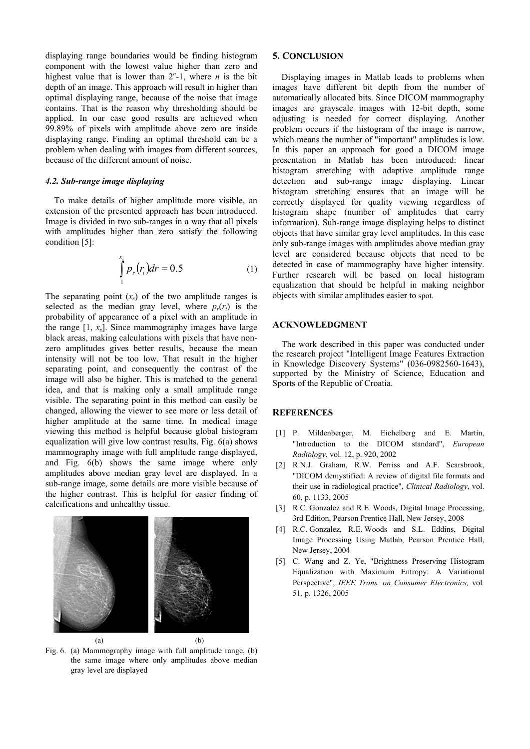displaying range boundaries would be finding histogram component with the lowest value higher than zero and highest value that is lower than $2^n$-1, where $n$ is the bit depth of an image. This approach will result in higher than optimal displaying range, because of the noise that image contains. That is the reason why thresholding should be applied. In our case good results are achieved when 99.89% of pixels with amplitude above zero are inside displaying range. Finding an optimal threshold can be a problem when dealing with images from different sources, because of the different amount of noise.

### 4.2. Sub-range image displaying

To make details of higher amplitude more visible, an extension of the presented approach has been introduced. Image is divided in two sub-ranges in a way that all pixels with amplitudes higher than zero satisfy the following condition [5]:

$$\int_{1}^{x_s} p_r(r_i)dr = 0.5 \qquad (1)$$

The separating point ($x_s$) of the two amplitude ranges is selected as the median gray level, where $p_r(r_i)$ is the probability of appearance of a pixel with an amplitude in the range [1, $x_s$]. Since mammography images have large black areas, making calculations with pixels that have non-zero amplitudes gives better results, because the mean intensity will not be too low. That result in the higher separating point, and consequently the contrast of the image will also be higher. This is matched to the general idea, and that is making only a small amplitude range visible. The separating point in this method can easily be changed, allowing the viewer to see more or less detail of higher amplitude at the same time. In medical image viewing this method is helpful because global histogram equalization will give low contrast results. Fig. 6(a) shows mammography image with full amplitude range displayed, and Fig. 6(b) shows the same image where only amplitudes above median gray level are displayed. In a sub-range image, some details are more visible because of the higher contrast. This is helpful for easier finding of calcifications and unhealthy tissue.

(a) (b)

Fig. 6. (a) Mammography image with full amplitude range, (b) the same image where only amplitudes above median gray level are displayed

## 5. CONCLUSION

Displaying images in Matlab leads to problems when images have different bit depth from the number of automatically allocated bits. Since DICOM mammography images are grayscale images with 12-bit depth, some adjusting is needed for correct displaying. Another problem occurs if the histogram of the image is narrow, which means the number of "important" amplitudes is low. In this paper an approach for good a DICOM image presentation in Matlab has been introduced: linear histogram stretching with adaptive amplitude range detection and sub-range image displaying. Linear histogram stretching ensures that an image will be correctly displayed for quality viewing regardless of histogram shape (number of amplitudes that carry information). Sub-range image displaying helps to distinct objects that have similar gray level amplitudes. In this case only sub-range images with amplitudes above median gray level are considered because objects that need to be detected in case of mammography have higher intensity. Further research will be based on local histogram equalization that should be helpful in making neighbor objects with similar amplitudes easier to spot.

## ACKNOWLEDGMENT

The work described in this paper was conducted under the research project "Intelligent Image Features Extraction in Knowledge Discovery Systems" (036-0982560-1643), supported by the Ministry of Science, Education and Sports of the Republic of Croatia.

## REFERENCES

[1] P. Mildenberger, M. Eichelberg and E. Martin, "Introduction to the DICOM standard", *European Radiology*, vol. 12, p. 920, 2002

[2] R.N.J. Graham, R.W. Perriss and A.F. Scarsbrook, "DICOM demystified: A review of digital file formats and their use in radiological practice", *Clinical Radiology*, vol. 60, p. 1133, 2005

[3] R.C. Gonzalez and R.E. Woods, Digital Image Processing, 3rd Edition, Pearson Prentice Hall, New Jersey, 2008

[4] R.C. Gonzalez, R.E. Woods and S.L. Eddins, Digital Image Processing Using Matlab, Pearson Prentice Hall, New Jersey, 2004

[5] C. Wang and Z. Ye, "Brightness Preserving Histogram Equalization with Maximum Entropy: A Variational Perspective", *IEEE Trans. on Consumer Electronics,* vol. 51, p. 1326, 2005